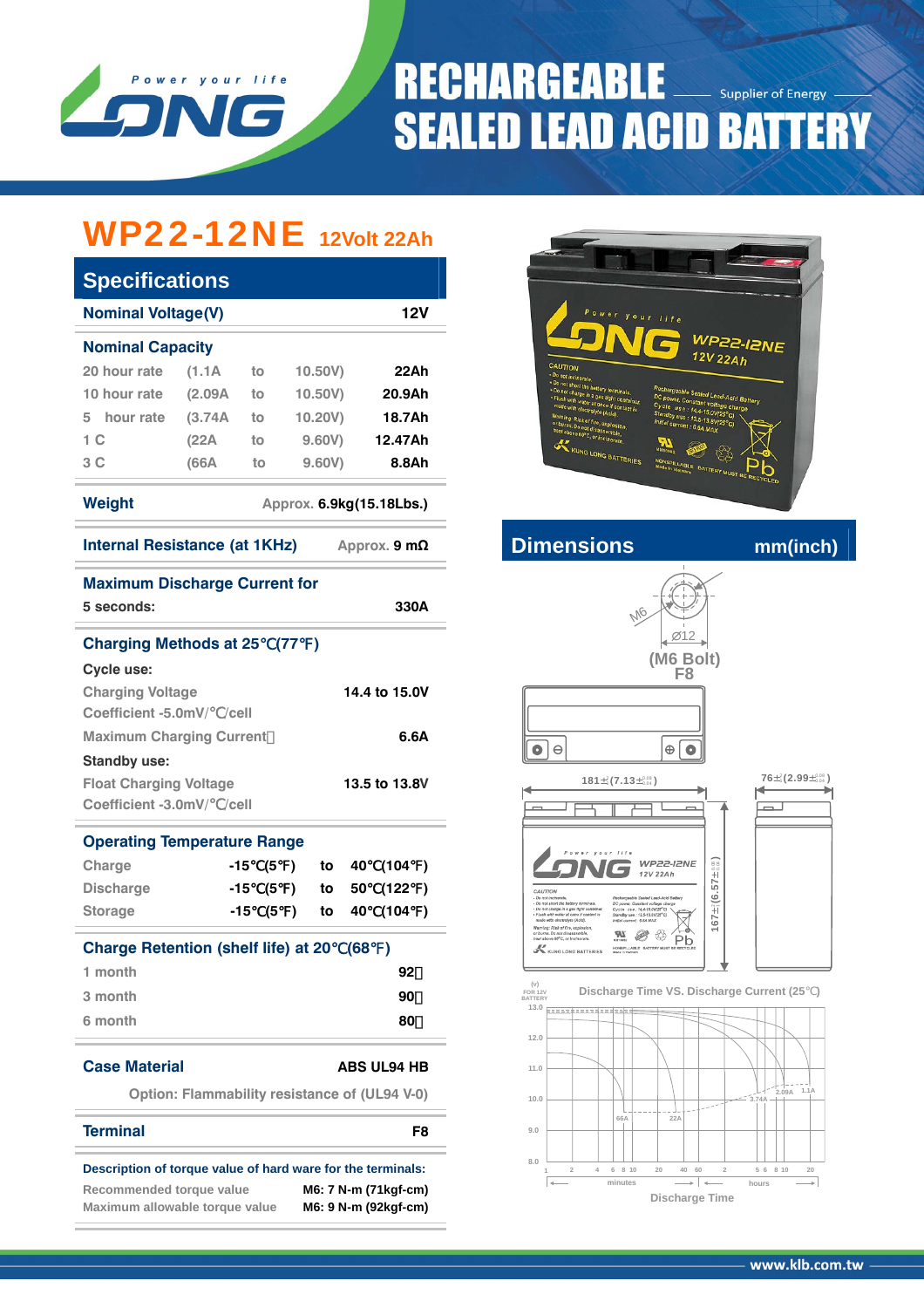Power your life

LONG

# RECHARGEABLE SEALED LEAD ACID BATTERY

Supplier of Energy

# WP22-12NE 12Volt 22Ah

## Specifications

| | | | | |
|---|---|---|---|---|
| **Nominal Voltage(V)** | | | | **12V** |
| **Nominal Capacity** | | | | |
| 20 hour rate | (1.1A | to | 10.50V) | **22Ah** |
| 10 hour rate | (2.09A | to | 10.50V) | **20.9Ah** |
| 5 hour rate | (3.74A | to | 10.20V) | **18.7Ah** |
| 1 C | (22A | to | 9.60V) | **12.47Ah** |
| 3 C | (66A | to | 9.60V) | **8.8Ah** |

**Weight** — Approx. **6.9kg(15.18Lbs.)**

**Internal Resistance (at 1KHz)** — Approx. **9 mΩ**

**Maximum Discharge Current for 5 seconds:** **330A**

**Charging Methods at 25℃(77℉)**

**Cycle use:**

| | |
|---|---|
| Charging Voltage | **14.4 to 15.0V** |
| Coefficient -5.0mV/℃/cell | |
| Maximum Charging Current | **6.6A** |

**Standby use:**

| | |
|---|---|
| Float Charging Voltage | **13.5 to 13.8V** |
| Coefficient -3.0mV/℃/cell | |

**Operating Temperature Range**

| | | | |
|---|---|---|---|
| Charge | -15℃(5℉) | to | 40℃(104℉) |
| Discharge | -15℃(5℉) | to | 50℃(122℉) |
| Storage | -15℃(5℉) | to | 40℃(104℉) |

**Charge Retention (shelf life) at 20℃(68℉)**

| | |
|---|---|
| 1 month | 92% |
| 3 month | 90% |
| 6 month | 80% |

**Case Material** — **ABS UL94 HB**

Option: Flammability resistance of (UL94 V-0)

**Terminal** — **F8**

**Description of torque value of hard ware for the terminals:**

| | |
|---|---|
| Recommended torque value | M6: 7 N-m (71kgf-cm) |
| Maximum allowable torque value | M6: 9 N-m (92kgf-cm) |

## Dimensions mm(inch)

M6
Ø12
(M6 Bolt)
F8

181±(7.13±)
76±(2.99±)
167±(6.57±)

Discharge Time VS. Discharge Current (25℃)

(v) FOR 12V BATTERY
13.0
12.0
11.0
10.0
9.0
8.0

66A 22A 3.74A 2.09A 1.1A

1 2 4 6 8 10 20 40 60 2 5 6 8 10 20
minutes hours

Discharge Time

www.klb.com.tw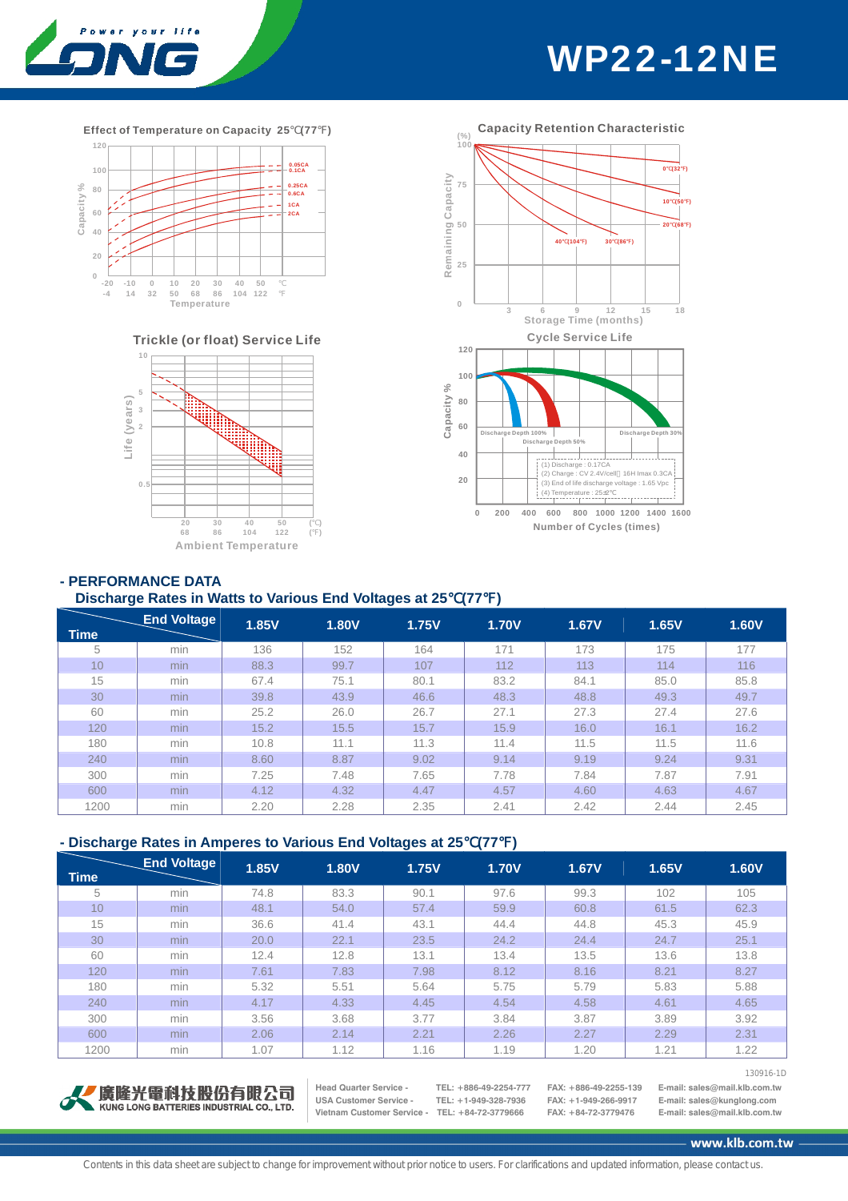LONG

Power your life

# WP22-12NE

**Effect of Temperature on Capacity 25℃(77℉)**

120
100
80
60
40
20
0

Capacity %

-20 -10 0 10 20 30 40 50 ℃
-4 14 32 50 68 86 104 122 ℉

Temperature

0.05CA
0.1CA
0.25CA
0.6CA
1CA
2CA

**Capacity Retention Characteristic**

(%)
100
75
50
25
0

Remaining Capacity

3 6 9 12 15 18

Storage Time (months)

0℃(32℉)
10℃(50℉)
20℃(68℉)
40℃(104℉)
30℃(86℉)

**Trickle (or float) Service Life**

10
5
3
2
0.5

Life (years)

20 30 40 50 (℃)
68 86 104 122 (℉)

Ambient Temperature

**Cycle Service Life**

120
100
80
60
40
20

Capacity %

0 200 400 600 800 1000 1200 1400 1600

Number of Cycles (times)

Discharge Depth 100%
Discharge Depth 50%
Discharge Depth 30%

(1) Discharge : 0.17CA
(2) Charge : CV 2.4V/cell 16H Imax 0.3CA
(3) End of life discharge voltage : 1.65 Vpc
(4) Temperature : 25±2℃

## - PERFORMANCE DATA

### Discharge Rates in Watts to Various End Voltages at 25℃(77℉)

| Time | End Voltage | 1.85V | 1.80V | 1.75V | 1.70V | 1.67V | 1.65V | 1.60V |
|---|---|---|---|---|---|---|---|---|
| 5 | min | 136 | 152 | 164 | 171 | 173 | 175 | 177 |
| 10 | min | 88.3 | 99.7 | 107 | 112 | 113 | 114 | 116 |
| 15 | min | 67.4 | 75.1 | 80.1 | 83.2 | 84.1 | 85.0 | 85.8 |
| 30 | min | 39.8 | 43.9 | 46.6 | 48.3 | 48.8 | 49.3 | 49.7 |
| 60 | min | 25.2 | 26.0 | 26.7 | 27.1 | 27.3 | 27.4 | 27.6 |
| 120 | min | 15.2 | 15.5 | 15.7 | 15.9 | 16.0 | 16.1 | 16.2 |
| 180 | min | 10.8 | 11.1 | 11.3 | 11.4 | 11.5 | 11.5 | 11.6 |
| 240 | min | 8.60 | 8.87 | 9.02 | 9.14 | 9.19 | 9.24 | 9.31 |
| 300 | min | 7.25 | 7.48 | 7.65 | 7.78 | 7.84 | 7.87 | 7.91 |
| 600 | min | 4.12 | 4.32 | 4.47 | 4.57 | 4.60 | 4.63 | 4.67 |
| 1200 | min | 2.20 | 2.28 | 2.35 | 2.41 | 2.42 | 2.44 | 2.45 |

### - Discharge Rates in Amperes to Various End Voltages at 25℃(77℉)

| Time | End Voltage | 1.85V | 1.80V | 1.75V | 1.70V | 1.67V | 1.65V | 1.60V |
|---|---|---|---|---|---|---|---|---|
| 5 | min | 74.8 | 83.3 | 90.1 | 97.6 | 99.3 | 102 | 105 |
| 10 | min | 48.1 | 54.0 | 57.4 | 59.9 | 60.8 | 61.5 | 62.3 |
| 15 | min | 36.6 | 41.4 | 43.1 | 44.4 | 44.8 | 45.3 | 45.9 |
| 30 | min | 20.0 | 22.1 | 23.5 | 24.2 | 24.4 | 24.7 | 25.1 |
| 60 | min | 12.4 | 12.8 | 13.1 | 13.4 | 13.5 | 13.6 | 13.8 |
| 120 | min | 7.61 | 7.83 | 7.98 | 8.12 | 8.16 | 8.21 | 8.27 |
| 180 | min | 5.32 | 5.51 | 5.64 | 5.75 | 5.79 | 5.83 | 5.88 |
| 240 | min | 4.17 | 4.33 | 4.45 | 4.54 | 4.58 | 4.61 | 4.65 |
| 300 | min | 3.56 | 3.68 | 3.77 | 3.84 | 3.87 | 3.89 | 3.92 |
| 600 | min | 2.06 | 2.14 | 2.21 | 2.26 | 2.27 | 2.29 | 2.31 |
| 1200 | min | 1.07 | 1.12 | 1.16 | 1.19 | 1.20 | 1.21 | 1.22 |

130916-1D

廣隆光電科技股份有限公司
KUNG LONG BATTERIES INDUSTRIAL CO., LTD.

| | | | |
|---|---|---|---|
| Head Quarter Service - | TEL: +886-49-2254-777 | FAX: +886-49-2255-139 | E-mail: sales@mail.klb.com.tw |
| USA Customer Service - | TEL: +1-949-328-7936 | FAX: +1-949-266-9917 | E-mail: sales@kunglong.com |
| Vietnam Customer Service - | TEL: +84-72-3779666 | FAX: +84-72-3779476 | E-mail: sales@mail.klb.com.tw |

www.klb.com.tw

Contents in this data sheet are subject to change for improvement without prior notice to users. For clarifications and updated information, please contact us.